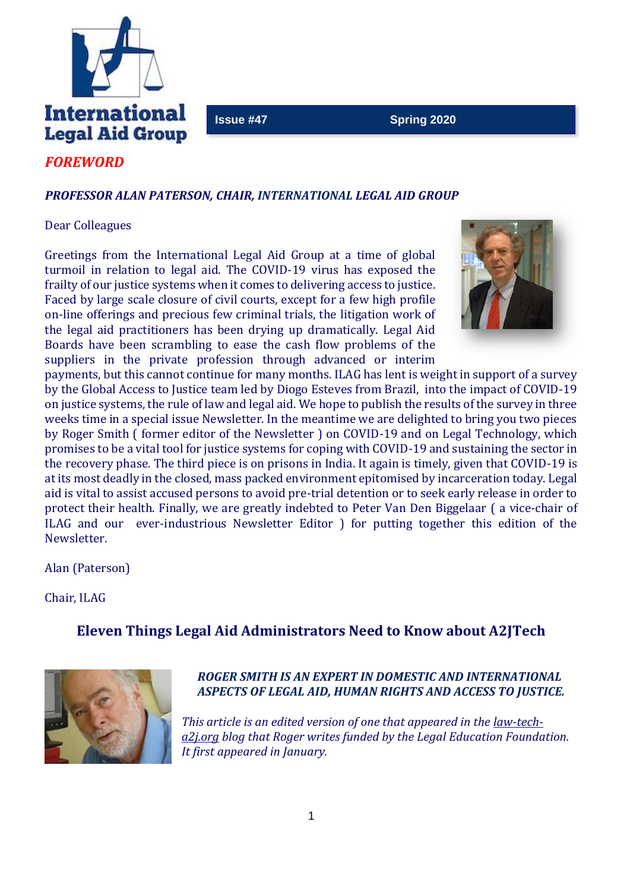International Legal Aid Group

Issue #47 Spring 2020

# *FOREWORD*

***PROFESSOR ALAN PATERSON, CHAIR, INTERNATIONAL LEGAL AID GROUP***

Dear Colleagues

Greetings from the International Legal Aid Group at a time of global turmoil in relation to legal aid. The COVID-19 virus has exposed the frailty of our justice systems when it comes to delivering access to justice. Faced by large scale closure of civil courts, except for a few high profile on-line offerings and precious few criminal trials, the litigation work of the legal aid practitioners has been drying up dramatically. Legal Aid Boards have been scrambling to ease the cash flow problems of the suppliers in the private profession through advanced or interim payments, but this cannot continue for many months. ILAG has lent is weight in support of a survey by the Global Access to Justice team led by Diogo Esteves from Brazil, into the impact of COVID-19 on justice systems, the rule of law and legal aid. We hope to publish the results of the survey in three weeks time in a special issue Newsletter. In the meantime we are delighted to bring you two pieces by Roger Smith ( former editor of the Newsletter ) on COVID-19 and on Legal Technology, which promises to be a vital tool for justice systems for coping with COVID-19 and sustaining the sector in the recovery phase. The third piece is on prisons in India. It again is timely, given that COVID-19 is at its most deadly in the closed, mass packed environment epitomised by incarceration today. Legal aid is vital to assist accused persons to avoid pre-trial detention or to seek early release in order to protect their health. Finally, we are greatly indebted to Peter Van Den Biggelaar ( a vice-chair of ILAG and our ever-industrious Newsletter Editor ) for putting together this edition of the Newsletter.

Alan (Paterson)

Chair, ILAG

## Eleven Things Legal Aid Administrators Need to Know about A2JTech

***ROGER SMITH IS AN EXPERT IN DOMESTIC AND INTERNATIONAL ASPECTS OF LEGAL AID, HUMAN RIGHTS AND ACCESS TO JUSTICE.***

*This article is an edited version of one that appeared in the law-tech-a2j.org blog that Roger writes funded by the Legal Education Foundation. It first appeared in January.*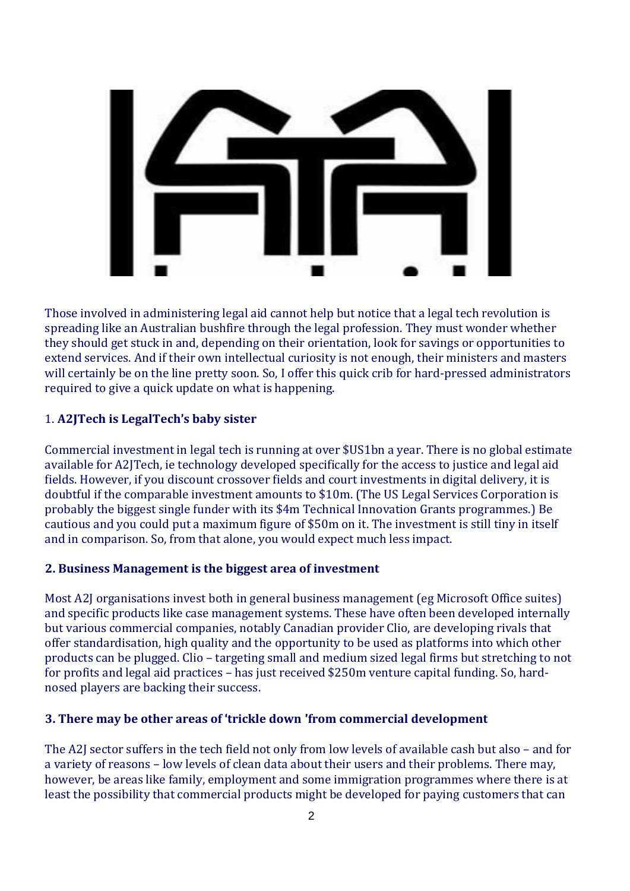Those involved in administering legal aid cannot help but notice that a legal tech revolution is spreading like an Australian bushfire through the legal profession. They must wonder whether they should get stuck in and, depending on their orientation, look for savings or opportunities to extend services. And if their own intellectual curiosity is not enough, their ministers and masters will certainly be on the line pretty soon. So, I offer this quick crib for hard-pressed administrators required to give a quick update on what is happening.

### 1. **A2JTech is LegalTech's baby sister**

Commercial investment in legal tech is running at over $US1bn a year. There is no global estimate available for A2JTech, ie technology developed specifically for the access to justice and legal aid fields. However, if you discount crossover fields and court investments in digital delivery, it is doubtful if the comparable investment amounts to $10m. (The US Legal Services Corporation is probably the biggest single funder with its $4m Technical Innovation Grants programmes.) Be cautious and you could put a maximum figure of $50m on it. The investment is still tiny in itself and in comparison. So, from that alone, you would expect much less impact.

### 2. Business Management is the biggest area of investment

Most A2J organisations invest both in general business management (eg Microsoft Office suites) and specific products like case management systems. These have often been developed internally but various commercial companies, notably Canadian provider Clio, are developing rivals that offer standardisation, high quality and the opportunity to be used as platforms into which other products can be plugged. Clio – targeting small and medium sized legal firms but stretching to not for profits and legal aid practices – has just received $250m venture capital funding. So, hard-nosed players are backing their success.

### 3. There may be other areas of 'trickle down 'from commercial development

The A2J sector suffers in the tech field not only from low levels of available cash but also – and for a variety of reasons – low levels of clean data about their users and their problems. There may, however, be areas like family, employment and some immigration programmes where there is at least the possibility that commercial products might be developed for paying customers that can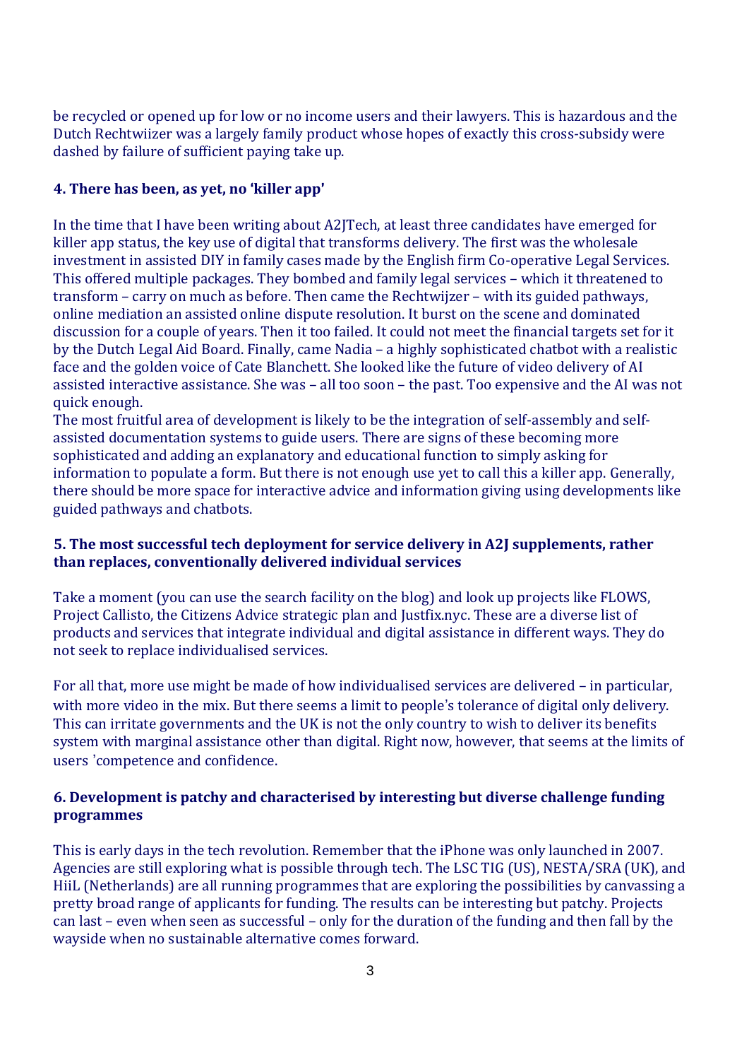be recycled or opened up for low or no income users and their lawyers. This is hazardous and the Dutch Rechtwiizer was a largely family product whose hopes of exactly this cross-subsidy were dashed by failure of sufficient paying take up.

### 4. There has been, as yet, no 'killer app'

In the time that I have been writing about A2JTech, at least three candidates have emerged for killer app status, the key use of digital that transforms delivery. The first was the wholesale investment in assisted DIY in family cases made by the English firm Co-operative Legal Services. This offered multiple packages. They bombed and family legal services – which it threatened to transform – carry on much as before. Then came the Rechtwijzer – with its guided pathways, online mediation an assisted online dispute resolution. It burst on the scene and dominated discussion for a couple of years. Then it too failed. It could not meet the financial targets set for it by the Dutch Legal Aid Board. Finally, came Nadia – a highly sophisticated chatbot with a realistic face and the golden voice of Cate Blanchett. She looked like the future of video delivery of AI assisted interactive assistance. She was – all too soon – the past. Too expensive and the AI was not quick enough.
The most fruitful area of development is likely to be the integration of self-assembly and self-assisted documentation systems to guide users. There are signs of these becoming more sophisticated and adding an explanatory and educational function to simply asking for information to populate a form. But there is not enough use yet to call this a killer app. Generally, there should be more space for interactive advice and information giving using developments like guided pathways and chatbots.

### 5. The most successful tech deployment for service delivery in A2J supplements, rather than replaces, conventionally delivered individual services

Take a moment (you can use the search facility on the blog) and look up projects like FLOWS, Project Callisto, the Citizens Advice strategic plan and Justfix.nyc. These are a diverse list of products and services that integrate individual and digital assistance in different ways. They do not seek to replace individualised services.

For all that, more use might be made of how individualised services are delivered – in particular, with more video in the mix. But there seems a limit to people's tolerance of digital only delivery. This can irritate governments and the UK is not the only country to wish to deliver its benefits system with marginal assistance other than digital. Right now, however, that seems at the limits of users 'competence and confidence.

### 6. Development is patchy and characterised by interesting but diverse challenge funding programmes

This is early days in the tech revolution. Remember that the iPhone was only launched in 2007. Agencies are still exploring what is possible through tech. The LSC TIG (US), NESTA/SRA (UK), and HiiL (Netherlands) are all running programmes that are exploring the possibilities by canvassing a pretty broad range of applicants for funding. The results can be interesting but patchy. Projects can last – even when seen as successful – only for the duration of the funding and then fall by the wayside when no sustainable alternative comes forward.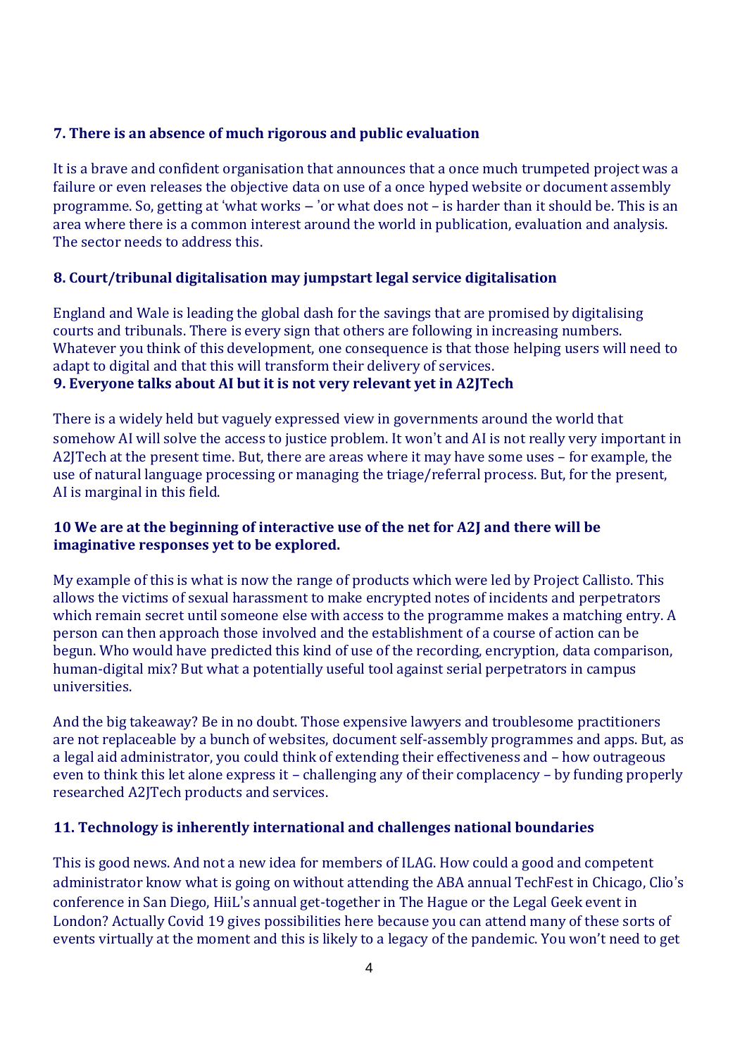### 7. There is an absence of much rigorous and public evaluation

It is a brave and confident organisation that announces that a once much trumpeted project was a failure or even releases the objective data on use of a once hyped website or document assembly programme. So, getting at 'what works – 'or what does not – is harder than it should be. This is an area where there is a common interest around the world in publication, evaluation and analysis. The sector needs to address this.

### 8. Court/tribunal digitalisation may jumpstart legal service digitalisation

England and Wale is leading the global dash for the savings that are promised by digitalising courts and tribunals. There is every sign that others are following in increasing numbers. Whatever you think of this development, one consequence is that those helping users will need to adapt to digital and that this will transform their delivery of services.

### 9. Everyone talks about AI but it is not very relevant yet in A2JTech

There is a widely held but vaguely expressed view in governments around the world that somehow AI will solve the access to justice problem. It won't and AI is not really very important in A2JTech at the present time. But, there are areas where it may have some uses – for example, the use of natural language processing or managing the triage/referral process. But, for the present, AI is marginal in this field.

### 10 We are at the beginning of interactive use of the net for A2J and there will be imaginative responses yet to be explored.

My example of this is what is now the range of products which were led by Project Callisto. This allows the victims of sexual harassment to make encrypted notes of incidents and perpetrators which remain secret until someone else with access to the programme makes a matching entry. A person can then approach those involved and the establishment of a course of action can be begun. Who would have predicted this kind of use of the recording, encryption, data comparison, human-digital mix? But what a potentially useful tool against serial perpetrators in campus universities.

And the big takeaway? Be in no doubt. Those expensive lawyers and troublesome practitioners are not replaceable by a bunch of websites, document self-assembly programmes and apps. But, as a legal aid administrator, you could think of extending their effectiveness and – how outrageous even to think this let alone express it – challenging any of their complacency – by funding properly researched A2JTech products and services.

### 11. Technology is inherently international and challenges national boundaries

This is good news. And not a new idea for members of ILAG. How could a good and competent administrator know what is going on without attending the ABA annual TechFest in Chicago, Clio's conference in San Diego, HiiL's annual get-together in The Hague or the Legal Geek event in London? Actually Covid 19 gives possibilities here because you can attend many of these sorts of events virtually at the moment and this is likely to a legacy of the pandemic. You won't need to get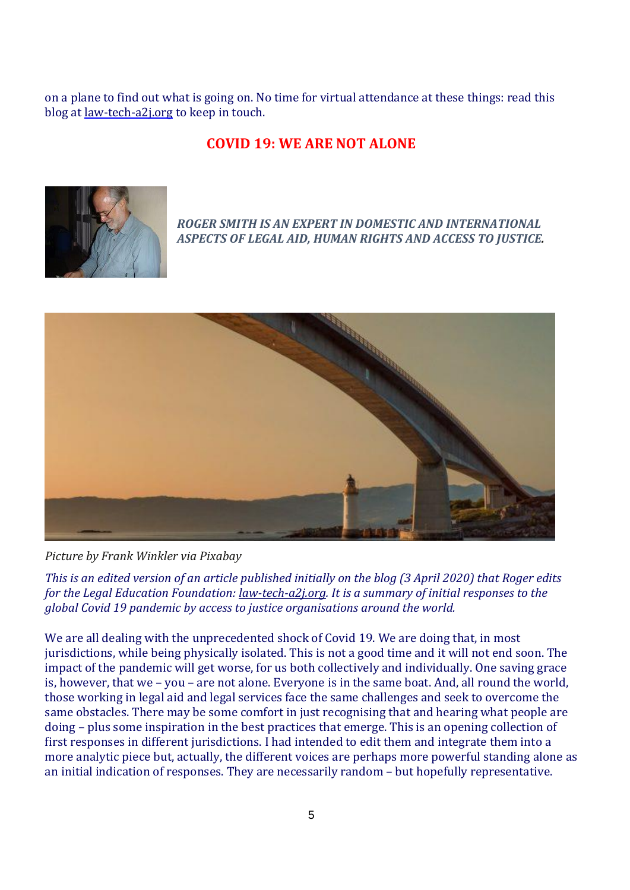on a plane to find out what is going on. No time for virtual attendance at these things: read this blog at [law-tech-a2j.org](http://law-tech-a2j.org) to keep in touch.

## COVID 19: WE ARE NOT ALONE

***ROGER SMITH IS AN EXPERT IN DOMESTIC AND INTERNATIONAL ASPECTS OF LEGAL AID, HUMAN RIGHTS AND ACCESS TO JUSTICE.***

*Picture by Frank Winkler via Pixabay*

*This is an edited version of an article published initially on the blog (3 April 2020) that Roger edits for the Legal Education Foundation: [law-tech-a2j.org](http://law-tech-a2j.org). It is a summary of initial responses to the global Covid 19 pandemic by access to justice organisations around the world.*

We are all dealing with the unprecedented shock of Covid 19. We are doing that, in most jurisdictions, while being physically isolated. This is not a good time and it will not end soon. The impact of the pandemic will get worse, for us both collectively and individually. One saving grace is, however, that we – you – are not alone. Everyone is in the same boat. And, all round the world, those working in legal aid and legal services face the same challenges and seek to overcome the same obstacles. There may be some comfort in just recognising that and hearing what people are doing – plus some inspiration in the best practices that emerge. This is an opening collection of first responses in different jurisdictions. I had intended to edit them and integrate them into a more analytic piece but, actually, the different voices are perhaps more powerful standing alone as an initial indication of responses. They are necessarily random – but hopefully representative.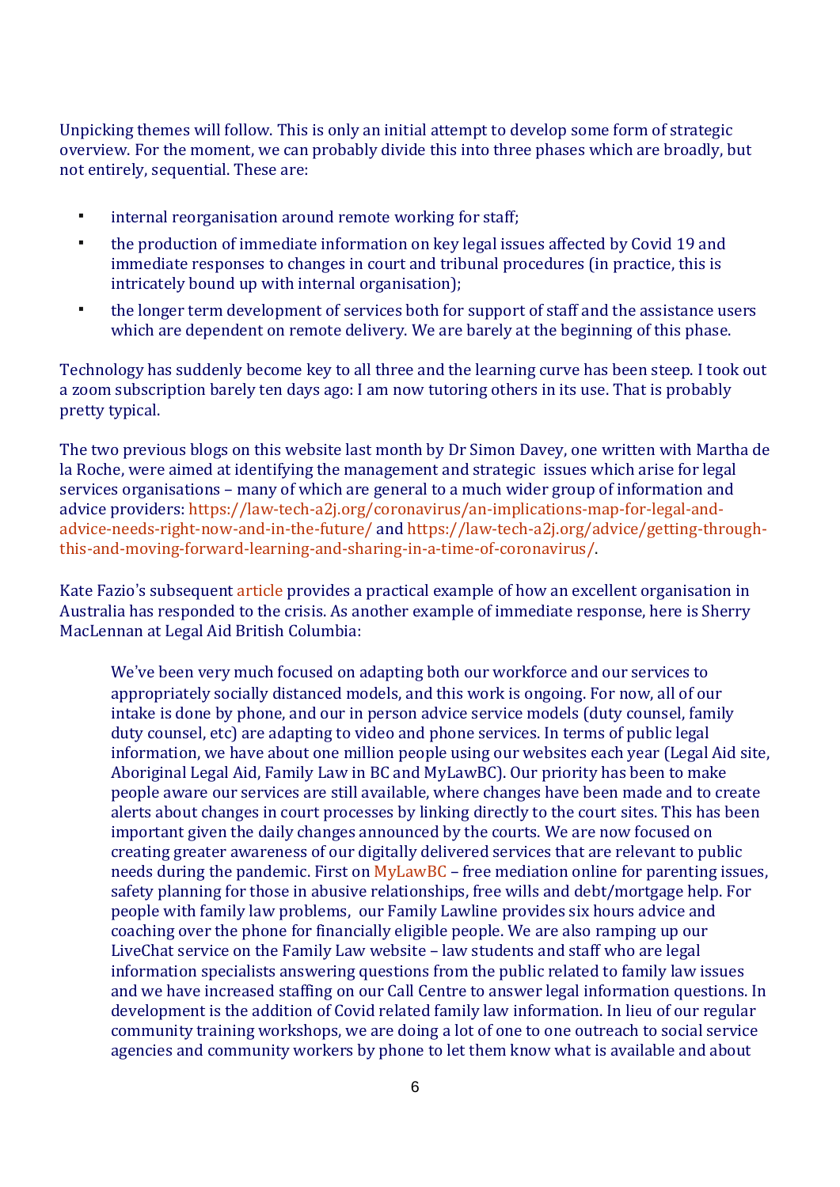Unpicking themes will follow. This is only an initial attempt to develop some form of strategic overview. For the moment, we can probably divide this into three phases which are broadly, but not entirely, sequential. These are:

- internal reorganisation around remote working for staff;
- the production of immediate information on key legal issues affected by Covid 19 and immediate responses to changes in court and tribunal procedures (in practice, this is intricately bound up with internal organisation);
- the longer term development of services both for support of staff and the assistance users which are dependent on remote delivery. We are barely at the beginning of this phase.

Technology has suddenly become key to all three and the learning curve has been steep. I took out a zoom subscription barely ten days ago: I am now tutoring others in its use. That is probably pretty typical.

The two previous blogs on this website last month by Dr Simon Davey, one written with Martha de la Roche, were aimed at identifying the management and strategic issues which arise for legal services organisations – many of which are general to a much wider group of information and advice providers: https://law-tech-a2j.org/coronavirus/an-implications-map-for-legal-and-advice-needs-right-now-and-in-the-future/ and https://law-tech-a2j.org/advice/getting-through-this-and-moving-forward-learning-and-sharing-in-a-time-of-coronavirus/.

Kate Fazio's subsequent article provides a practical example of how an excellent organisation in Australia has responded to the crisis. As another example of immediate response, here is Sherry MacLennan at Legal Aid British Columbia:

> We've been very much focused on adapting both our workforce and our services to appropriately socially distanced models, and this work is ongoing. For now, all of our intake is done by phone, and our in person advice service models (duty counsel, family duty counsel, etc) are adapting to video and phone services. In terms of public legal information, we have about one million people using our websites each year (Legal Aid site, Aboriginal Legal Aid, Family Law in BC and MyLawBC). Our priority has been to make people aware our services are still available, where changes have been made and to create alerts about changes in court processes by linking directly to the court sites. This has been important given the daily changes announced by the courts. We are now focused on creating greater awareness of our digitally delivered services that are relevant to public needs during the pandemic. First on MyLawBC – free mediation online for parenting issues, safety planning for those in abusive relationships, free wills and debt/mortgage help. For people with family law problems, our Family Lawline provides six hours advice and coaching over the phone for financially eligible people. We are also ramping up our LiveChat service on the Family Law website – law students and staff who are legal information specialists answering questions from the public related to family law issues and we have increased staffing on our Call Centre to answer legal information questions. In development is the addition of Covid related family law information. In lieu of our regular community training workshops, we are doing a lot of one to one outreach to social service agencies and community workers by phone to let them know what is available and about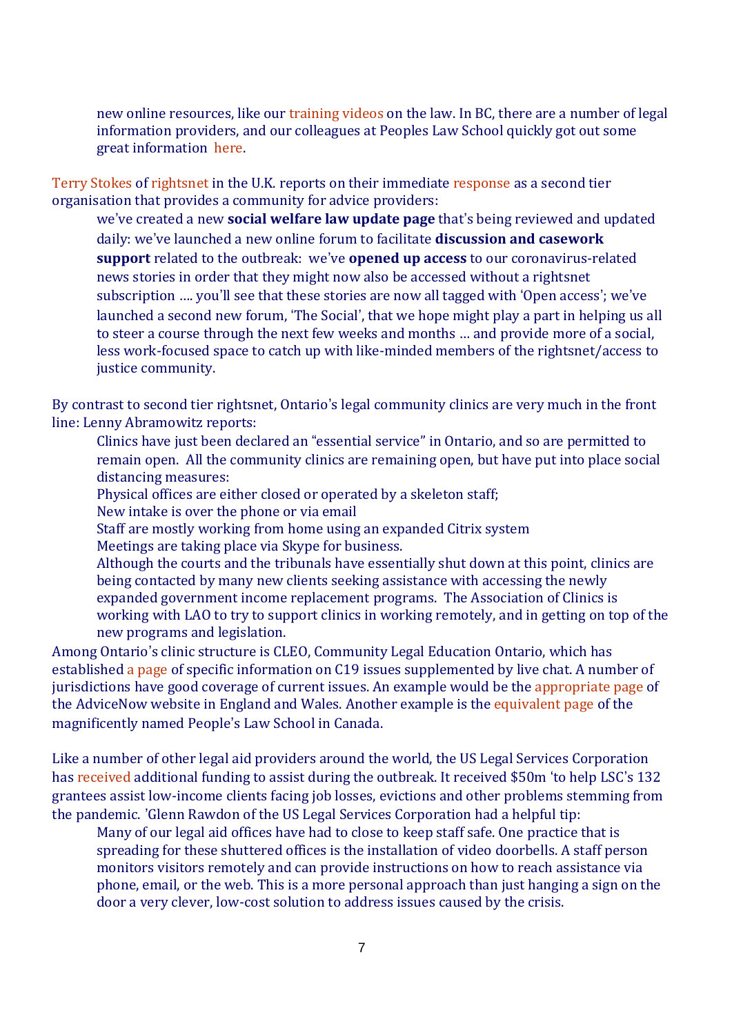> new online resources, like our training videos on the law. In BC, there are a number of legal information providers, and our colleagues at Peoples Law School quickly got out some great information here.

Terry Stokes of rightsnet in the U.K. reports on their immediate response as a second tier organisation that provides a community for advice providers:

> we've created a new **social welfare law update page** that's being reviewed and updated daily: we've launched a new online forum to facilitate **discussion and casework support** related to the outbreak: we've **opened up access** to our coronavirus-related news stories in order that they might now also be accessed without a rightsnet subscription …. you'll see that these stories are now all tagged with 'Open access'; we've launched a second new forum, 'The Social', that we hope might play a part in helping us all to steer a course through the next few weeks and months … and provide more of a social, less work-focused space to catch up with like-minded members of the rightsnet/access to justice community.

By contrast to second tier rightsnet, Ontario's legal community clinics are very much in the front line: Lenny Abramowitz reports:

> Clinics have just been declared an "essential service" in Ontario, and so are permitted to remain open. All the community clinics are remaining open, but have put into place social distancing measures:
>
> Physical offices are either closed or operated by a skeleton staff;
>
> New intake is over the phone or via email
>
> Staff are mostly working from home using an expanded Citrix system
>
> Meetings are taking place via Skype for business.
>
> Although the courts and the tribunals have essentially shut down at this point, clinics are being contacted by many new clients seeking assistance with accessing the newly expanded government income replacement programs. The Association of Clinics is working with LAO to try to support clinics in working remotely, and in getting on top of the new programs and legislation.

Among Ontario's clinic structure is CLEO, Community Legal Education Ontario, which has established a page of specific information on C19 issues supplemented by live chat. A number of jurisdictions have good coverage of current issues. An example would be the appropriate page of the AdviceNow website in England and Wales. Another example is the equivalent page of the magnificently named People's Law School in Canada.

Like a number of other legal aid providers around the world, the US Legal Services Corporation has received additional funding to assist during the outbreak. It received $50m 'to help LSC's 132 grantees assist low-income clients facing job losses, evictions and other problems stemming from the pandemic. 'Glenn Rawdon of the US Legal Services Corporation had a helpful tip:

> Many of our legal aid offices have had to close to keep staff safe. One practice that is spreading for these shuttered offices is the installation of video doorbells. A staff person monitors visitors remotely and can provide instructions on how to reach assistance via phone, email, or the web. This is a more personal approach than just hanging a sign on the door a very clever, low-cost solution to address issues caused by the crisis.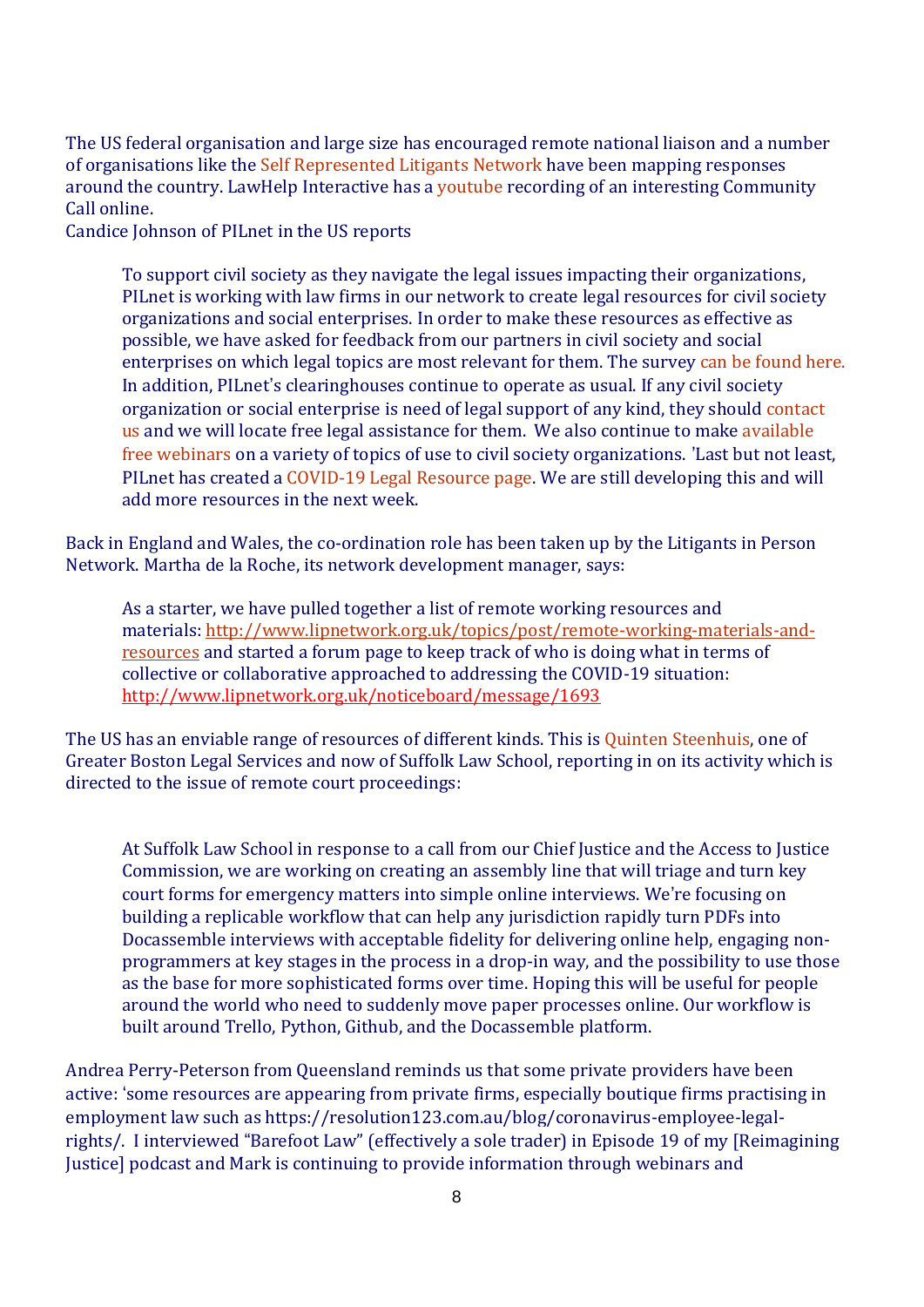The US federal organisation and large size has encouraged remote national liaison and a number of organisations like the Self Represented Litigants Network have been mapping responses around the country. LawHelp Interactive has a youtube recording of an interesting Community Call online.

Candice Johnson of PILnet in the US reports

> To support civil society as they navigate the legal issues impacting their organizations, PILnet is working with law firms in our network to create legal resources for civil society organizations and social enterprises. In order to make these resources as effective as possible, we have asked for feedback from our partners in civil society and social enterprises on which legal topics are most relevant for them. The survey can be found here. In addition, PILnet's clearinghouses continue to operate as usual. If any civil society organization or social enterprise is need of legal support of any kind, they should contact us and we will locate free legal assistance for them. We also continue to make available free webinars on a variety of topics of use to civil society organizations. 'Last but not least, PILnet has created a COVID-19 Legal Resource page. We are still developing this and will add more resources in the next week.

Back in England and Wales, the co-ordination role has been taken up by the Litigants in Person Network. Martha de la Roche, its network development manager, says:

> As a starter, we have pulled together a list of remote working resources and materials: http://www.lipnetwork.org.uk/topics/post/remote-working-materials-and-resources and started a forum page to keep track of who is doing what in terms of collective or collaborative approached to addressing the COVID-19 situation: http://www.lipnetwork.org.uk/noticeboard/message/1693

The US has an enviable range of resources of different kinds. This is Quinten Steenhuis, one of Greater Boston Legal Services and now of Suffolk Law School, reporting in on its activity which is directed to the issue of remote court proceedings:

> At Suffolk Law School in response to a call from our Chief Justice and the Access to Justice Commission, we are working on creating an assembly line that will triage and turn key court forms for emergency matters into simple online interviews. We're focusing on building a replicable workflow that can help any jurisdiction rapidly turn PDFs into Docassemble interviews with acceptable fidelity for delivering online help, engaging non-programmers at key stages in the process in a drop-in way, and the possibility to use those as the base for more sophisticated forms over time. Hoping this will be useful for people around the world who need to suddenly move paper processes online. Our workflow is built around Trello, Python, Github, and the Docassemble platform.

Andrea Perry-Peterson from Queensland reminds us that some private providers have been active: 'some resources are appearing from private firms, especially boutique firms practising in employment law such as https://resolution123.com.au/blog/coronavirus-employee-legal-rights/. I interviewed "Barefoot Law" (effectively a sole trader) in Episode 19 of my [Reimagining Justice] podcast and Mark is continuing to provide information through webinars and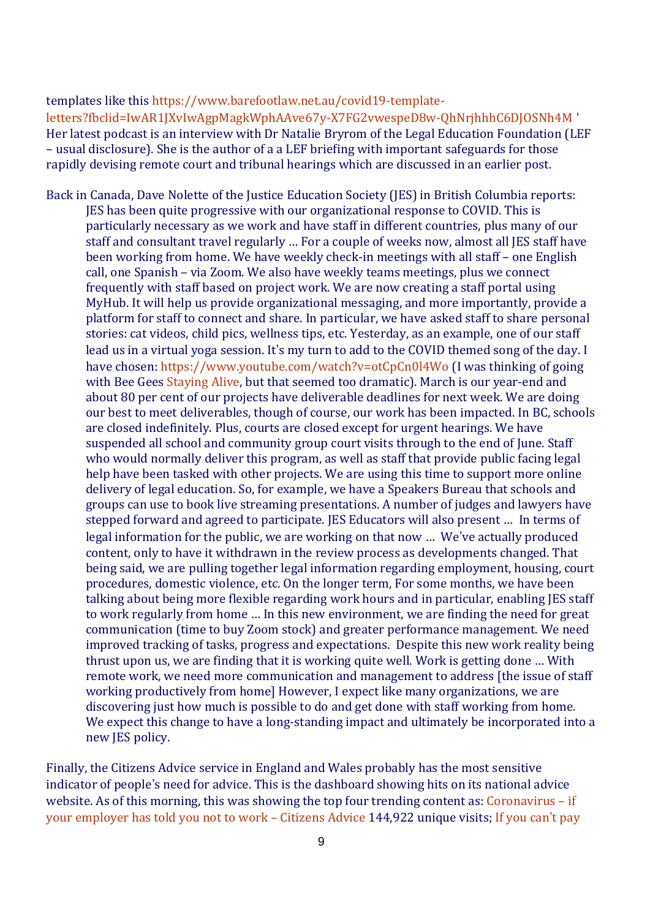templates like this https://www.barefootlaw.net.au/covid19-template-letters?fbclid=IwAR1JXvIwAgpMagkWphAAve67y-X7FG2vwespeD8w-QhNrjhhhC6DJOSNh4M ' Her latest podcast is an interview with Dr Natalie Bryrom of the Legal Education Foundation (LEF – usual disclosure). She is the author of a a LEF briefing with important safeguards for those rapidly devising remote court and tribunal hearings which are discussed in an earlier post.

Back in Canada, Dave Nolette of the Justice Education Society (JES) in British Columbia reports:

> JES has been quite progressive with our organizational response to COVID. This is particularly necessary as we work and have staff in different countries, plus many of our staff and consultant travel regularly … For a couple of weeks now, almost all JES staff have been working from home. We have weekly check-in meetings with all staff – one English call, one Spanish – via Zoom. We also have weekly teams meetings, plus we connect frequently with staff based on project work. We are now creating a staff portal using MyHub. It will help us provide organizational messaging, and more importantly, provide a platform for staff to connect and share. In particular, we have asked staff to share personal stories: cat videos, child pics, wellness tips, etc. Yesterday, as an example, one of our staff lead us in a virtual yoga session. It's my turn to add to the COVID themed song of the day. I have chosen: https://www.youtube.com/watch?v=otCpCn0l4Wo (I was thinking of going with Bee Gees Staying Alive, but that seemed too dramatic). March is our year-end and about 80 per cent of our projects have deliverable deadlines for next week. We are doing our best to meet deliverables, though of course, our work has been impacted. In BC, schools are closed indefinitely. Plus, courts are closed except for urgent hearings. We have suspended all school and community group court visits through to the end of June. Staff who would normally deliver this program, as well as staff that provide public facing legal help have been tasked with other projects. We are using this time to support more online delivery of legal education. So, for example, we have a Speakers Bureau that schools and groups can use to book live streaming presentations. A number of judges and lawyers have stepped forward and agreed to participate. JES Educators will also present … In terms of legal information for the public, we are working on that now … We've actually produced content, only to have it withdrawn in the review process as developments changed. That being said, we are pulling together legal information regarding employment, housing, court procedures, domestic violence, etc. On the longer term, For some months, we have been talking about being more flexible regarding work hours and in particular, enabling JES staff to work regularly from home … In this new environment, we are finding the need for great communication (time to buy Zoom stock) and greater performance management. We need improved tracking of tasks, progress and expectations. Despite this new work reality being thrust upon us, we are finding that it is working quite well. Work is getting done … With remote work, we need more communication and management to address [the issue of staff working productively from home] However, I expect like many organizations, we are discovering just how much is possible to do and get done with staff working from home. We expect this change to have a long-standing impact and ultimately be incorporated into a new JES policy.

Finally, the Citizens Advice service in England and Wales probably has the most sensitive indicator of people's need for advice. This is the dashboard showing hits on its national advice website. As of this morning, this was showing the top four trending content as: Coronavirus – if your employer has told you not to work – Citizens Advice 144,922 unique visits; If you can't pay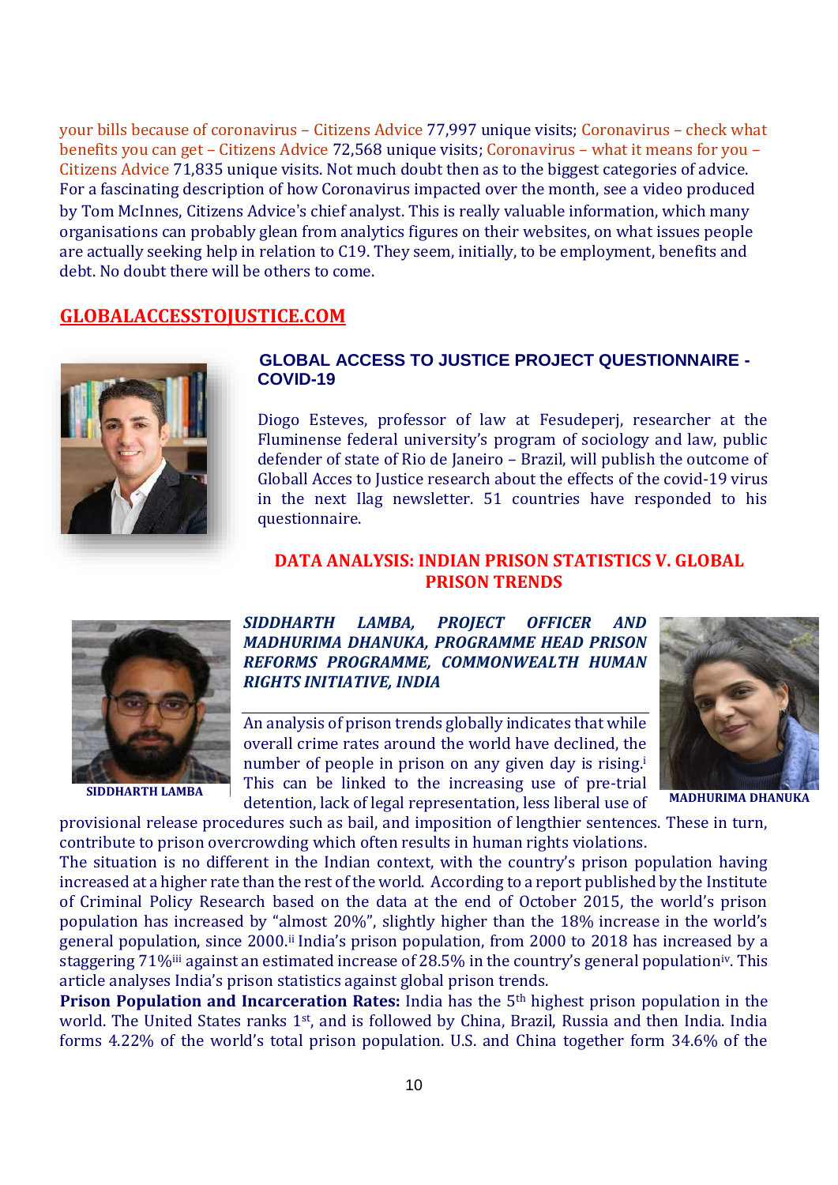your bills because of coronavirus – Citizens Advice 77,997 unique visits; Coronavirus – check what benefits you can get – Citizens Advice 72,568 unique visits; Coronavirus – what it means for you – Citizens Advice 71,835 unique visits. Not much doubt then as to the biggest categories of advice. For a fascinating description of how Coronavirus impacted over the month, see a video produced by Tom McInnes, Citizens Advice's chief analyst. This is really valuable information, which many organisations can probably glean from analytics figures on their websites, on what issues people are actually seeking help in relation to C19. They seem, initially, to be employment, benefits and debt. No doubt there will be others to come.

## GLOBALACCESSTOJUSTICE.COM

### GLOBAL ACCESS TO JUSTICE PROJECT QUESTIONNAIRE - COVID-19

Diogo Esteves, professor of law at Fesudeperj, researcher at the Fluminense federal university's program of sociology and law, public defender of state of Rio de Janeiro – Brazil, will publish the outcome of Globall Acces to Justice research about the effects of the covid-19 virus in the next Ilag newsletter. 51 countries have responded to his questionnaire.

## DATA ANALYSIS: INDIAN PRISON STATISTICS V. GLOBAL PRISON TRENDS

***SIDDHARTH LAMBA, PROJECT OFFICER AND MADHURIMA DHANUKA, PROGRAMME HEAD PRISON REFORMS PROGRAMME, COMMONWEALTH HUMAN RIGHTS INITIATIVE, INDIA***

**SIDDHARTH LAMBA**

**MADHURIMA DHANUKA**

An analysis of prison trends globally indicates that while overall crime rates around the world have declined, the number of people in prison on any given day is rising.[i] This can be linked to the increasing use of pre-trial detention, lack of legal representation, less liberal use of provisional release procedures such as bail, and imposition of lengthier sentences. These in turn, contribute to prison overcrowding which often results in human rights violations.

The situation is no different in the Indian context, with the country's prison population having increased at a higher rate than the rest of the world. According to a report published by the Institute of Criminal Policy Research based on the data at the end of October 2015, the world's prison population has increased by "almost 20%", slightly higher than the 18% increase in the world's general population, since 2000.[ii] India's prison population, from 2000 to 2018 has increased by a staggering 71%[iii] against an estimated increase of 28.5% in the country's general population[iv]. This article analyses India's prison statistics against global prison trends.

**Prison Population and Incarceration Rates:** India has the 5th highest prison population in the world. The United States ranks 1st, and is followed by China, Brazil, Russia and then India. India forms 4.22% of the world's total prison population. U.S. and China together form 34.6% of the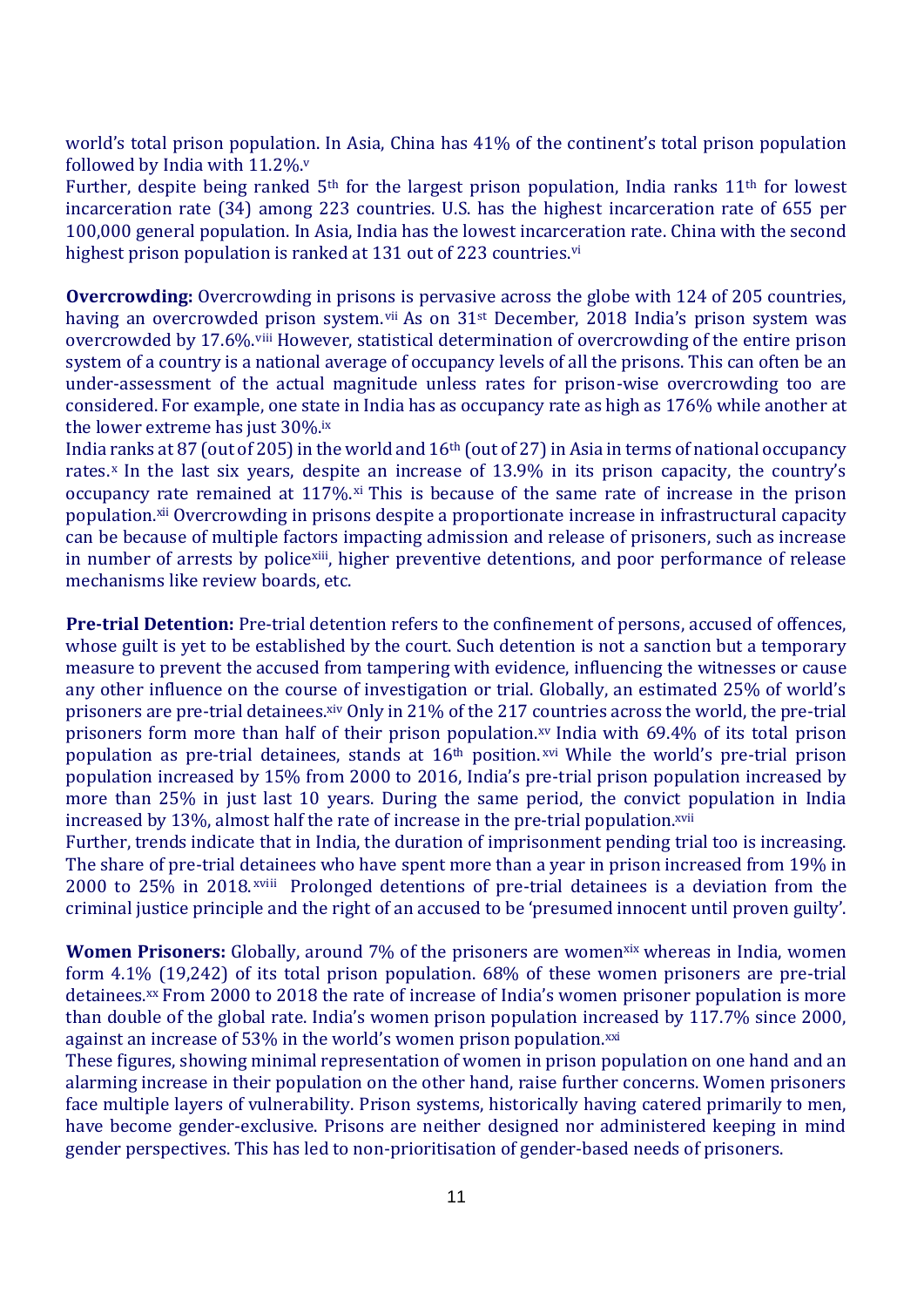world's total prison population. In Asia, China has 41% of the continent's total prison population followed by India with 11.2%.[v]

Further, despite being ranked 5th for the largest prison population, India ranks 11th for lowest incarceration rate (34) among 223 countries. U.S. has the highest incarceration rate of 655 per 100,000 general population. In Asia, India has the lowest incarceration rate. China with the second highest prison population is ranked at 131 out of 223 countries.[vi]

**Overcrowding:** Overcrowding in prisons is pervasive across the globe with 124 of 205 countries, having an overcrowded prison system.[vii] As on 31st December, 2018 India's prison system was overcrowded by 17.6%.[viii] However, statistical determination of overcrowding of the entire prison system of a country is a national average of occupancy levels of all the prisons. This can often be an under-assessment of the actual magnitude unless rates for prison-wise overcrowding too are considered. For example, one state in India has as occupancy rate as high as 176% while another at the lower extreme has just 30%.[ix]

India ranks at 87 (out of 205) in the world and 16th (out of 27) in Asia in terms of national occupancy rates.[x] In the last six years, despite an increase of 13.9% in its prison capacity, the country's occupancy rate remained at 117%.[xi] This is because of the same rate of increase in the prison population.[xii] Overcrowding in prisons despite a proportionate increase in infrastructural capacity can be because of multiple factors impacting admission and release of prisoners, such as increase in number of arrests by police[xiii], higher preventive detentions, and poor performance of release mechanisms like review boards, etc.

**Pre-trial Detention:** Pre-trial detention refers to the confinement of persons, accused of offences, whose guilt is yet to be established by the court. Such detention is not a sanction but a temporary measure to prevent the accused from tampering with evidence, influencing the witnesses or cause any other influence on the course of investigation or trial. Globally, an estimated 25% of world's prisoners are pre-trial detainees.[xiv] Only in 21% of the 217 countries across the world, the pre-trial prisoners form more than half of their prison population.[xv] India with 69.4% of its total prison population as pre-trial detainees, stands at 16th position.[xvi] While the world's pre-trial prison population increased by 15% from 2000 to 2016, India's pre-trial prison population increased by more than 25% in just last 10 years. During the same period, the convict population in India increased by 13%, almost half the rate of increase in the pre-trial population.[xvii]

Further, trends indicate that in India, the duration of imprisonment pending trial too is increasing. The share of pre-trial detainees who have spent more than a year in prison increased from 19% in 2000 to 25% in 2018.[xviii] Prolonged detentions of pre-trial detainees is a deviation from the criminal justice principle and the right of an accused to be 'presumed innocent until proven guilty'.

**Women Prisoners:** Globally, around 7% of the prisoners are women[xix] whereas in India, women form 4.1% (19,242) of its total prison population. 68% of these women prisoners are pre-trial detainees.[xx] From 2000 to 2018 the rate of increase of India's women prisoner population is more than double of the global rate. India's women prison population increased by 117.7% since 2000, against an increase of 53% in the world's women prison population.[xxi]

These figures, showing minimal representation of women in prison population on one hand and an alarming increase in their population on the other hand, raise further concerns. Women prisoners face multiple layers of vulnerability. Prison systems, historically having catered primarily to men, have become gender-exclusive. Prisons are neither designed nor administered keeping in mind gender perspectives. This has led to non-prioritisation of gender-based needs of prisoners.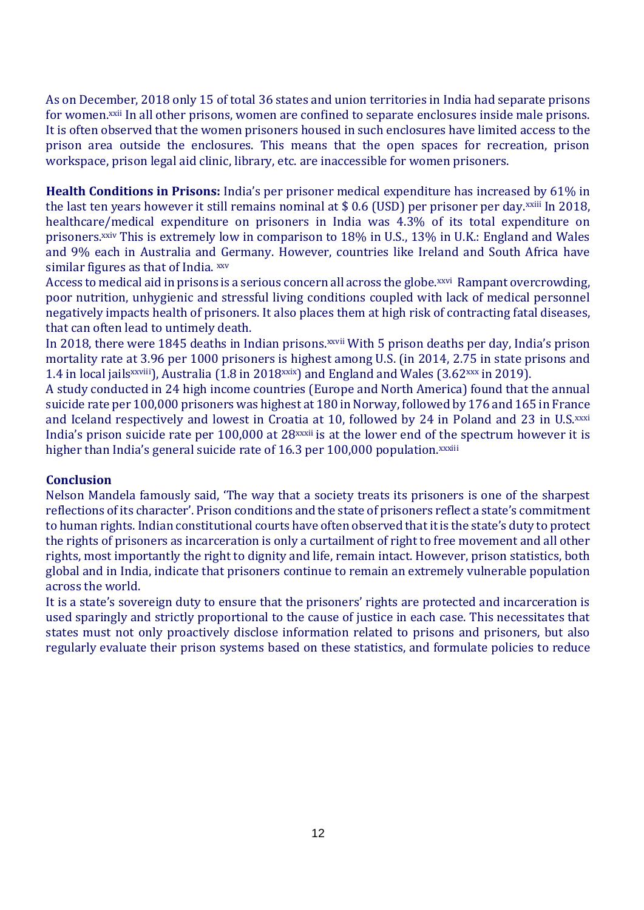As on December, 2018 only 15 of total 36 states and union territories in India had separate prisons for women.[xxii] In all other prisons, women are confined to separate enclosures inside male prisons. It is often observed that the women prisoners housed in such enclosures have limited access to the prison area outside the enclosures. This means that the open spaces for recreation, prison workspace, prison legal aid clinic, library, etc. are inaccessible for women prisoners.

**Health Conditions in Prisons:** India's per prisoner medical expenditure has increased by 61% in the last ten years however it still remains nominal at $ 0.6 (USD) per prisoner per day.[xxiii] In 2018, healthcare/medical expenditure on prisoners in India was 4.3% of its total expenditure on prisoners.[xxiv] This is extremely low in comparison to 18% in U.S., 13% in U.K.: England and Wales and 9% each in Australia and Germany. However, countries like Ireland and South Africa have similar figures as that of India. [xxv]

Access to medical aid in prisons is a serious concern all across the globe.[xxvi] Rampant overcrowding, poor nutrition, unhygienic and stressful living conditions coupled with lack of medical personnel negatively impacts health of prisoners. It also places them at high risk of contracting fatal diseases, that can often lead to untimely death.

In 2018, there were 1845 deaths in Indian prisons.[xxvii] With 5 prison deaths per day, India's prison mortality rate at 3.96 per 1000 prisoners is highest among U.S. (in 2014, 2.75 in state prisons and 1.4 in local jails[xxviii]), Australia (1.8 in 2018[xxix]) and England and Wales (3.62[xxx] in 2019).

A study conducted in 24 high income countries (Europe and North America) found that the annual suicide rate per 100,000 prisoners was highest at 180 in Norway, followed by 176 and 165 in France and Iceland respectively and lowest in Croatia at 10, followed by 24 in Poland and 23 in U.S.[xxxi] India's prison suicide rate per 100,000 at 28[xxxii] is at the lower end of the spectrum however it is higher than India's general suicide rate of 16.3 per 100,000 population.[xxxiii]

**Conclusion**

Nelson Mandela famously said, 'The way that a society treats its prisoners is one of the sharpest reflections of its character'. Prison conditions and the state of prisoners reflect a state's commitment to human rights. Indian constitutional courts have often observed that it is the state's duty to protect the rights of prisoners as incarceration is only a curtailment of right to free movement and all other rights, most importantly the right to dignity and life, remain intact. However, prison statistics, both global and in India, indicate that prisoners continue to remain an extremely vulnerable population across the world.

It is a state's sovereign duty to ensure that the prisoners' rights are protected and incarceration is used sparingly and strictly proportional to the cause of justice in each case. This necessitates that states must not only proactively disclose information related to prisons and prisoners, but also regularly evaluate their prison systems based on these statistics, and formulate policies to reduce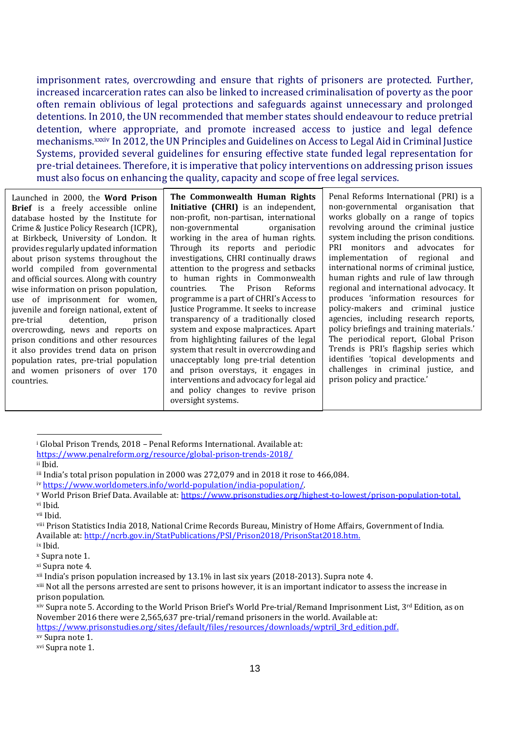imprisonment rates, overcrowding and ensure that rights of prisoners are protected. Further, increased incarceration rates can also be linked to increased criminalisation of poverty as the poor often remain oblivious of legal protections and safeguards against unnecessary and prolonged detentions. In 2010, the UN recommended that member states should endeavour to reduce pretrial detention, where appropriate, and promote increased access to justice and legal defence mechanisms.[xxxiv] In 2012, the UN Principles and Guidelines on Access to Legal Aid in Criminal Justice Systems, provided several guidelines for ensuring effective state funded legal representation for pre-trial detainees. Therefore, it is imperative that policy interventions on addressing prison issues must also focus on enhancing the quality, capacity and scope of free legal services.

| | | |
|---|---|---|
| Launched in 2000, the **Word Prison Brief** is a freely accessible online database hosted by the Institute for Crime & Justice Policy Research (ICPR), at Birkbeck, University of London. It provides regularly updated information about prison systems throughout the world compiled from governmental and official sources. Along with country wise information on prison population, use of imprisonment for women, juvenile and foreign national, extent of pre-trial detention, prison overcrowding, news and reports on prison conditions and other resources it also provides trend data on prison population rates, pre-trial population and women prisoners of over 170 countries. | **The Commonwealth Human Rights Initiative (CHRI)** is an independent, non-profit, non-partisan, international non-governmental organisation working in the area of human rights. Through its reports and periodic investigations, CHRI continually draws attention to the progress and setbacks to human rights in Commonwealth countries. The Prison Reforms programme is a part of CHRI's Access to Justice Programme. It seeks to increase transparency of a traditionally closed system and expose malpractices. Apart from highlighting failures of the legal system that result in overcrowding and unacceptably long pre-trial detention and prison overstays, it engages in interventions and advocacy for legal aid and policy changes to revive prison oversight systems. | Penal Reforms International (PRI) is a non-governmental organisation that works globally on a range of topics revolving around the criminal justice system including the prison conditions. PRI monitors and advocates for implementation of regional and international norms of criminal justice, human rights and rule of law through regional and international advocacy. It produces 'information resources for policy-makers and criminal justice agencies, including research reports, policy briefings and training materials.' The periodical report, Global Prison Trends is PRI's flagship series which identifies 'topical developments and challenges in criminal justice, and prison policy and practice.' |

---

[i] Global Prison Trends, 2018 – Penal Reforms International. Available at: https://www.penalreform.org/resource/global-prison-trends-2018/

[ii] Ibid.

[iii] India's total prison population in 2000 was 272,079 and in 2018 it rose to 466,084.

[iv] https://www.worldometers.info/world-population/india-population/.

[v] World Prison Brief Data. Available at: https://www.prisonstudies.org/highest-to-lowest/prison-population-total.

[vi] Ibid.

[vii] Ibid.

[viii] Prison Statistics India 2018, National Crime Records Bureau, Ministry of Home Affairs, Government of India. Available at: http://ncrb.gov.in/StatPublications/PSI/Prison2018/PrisonStat2018.htm.

[ix] Ibid.

[x] Supra note 1.

[xi] Supra note 4.

[xii] India's prison population increased by 13.1% in last six years (2018-2013). Supra note 4.

[xiii] Not all the persons arrested are sent to prisons however, it is an important indicator to assess the increase in prison population.

[xiv] Supra note 5. According to the World Prison Brief's World Pre-trial/Remand Imprisonment List, 3rd Edition, as on November 2016 there were 2,565,637 pre-trial/remand prisoners in the world. Available at: https://www.prisonstudies.org/sites/default/files/resources/downloads/wptril_3rd_edition.pdf.

[xv] Supra note 1.

[xvi] Supra note 1.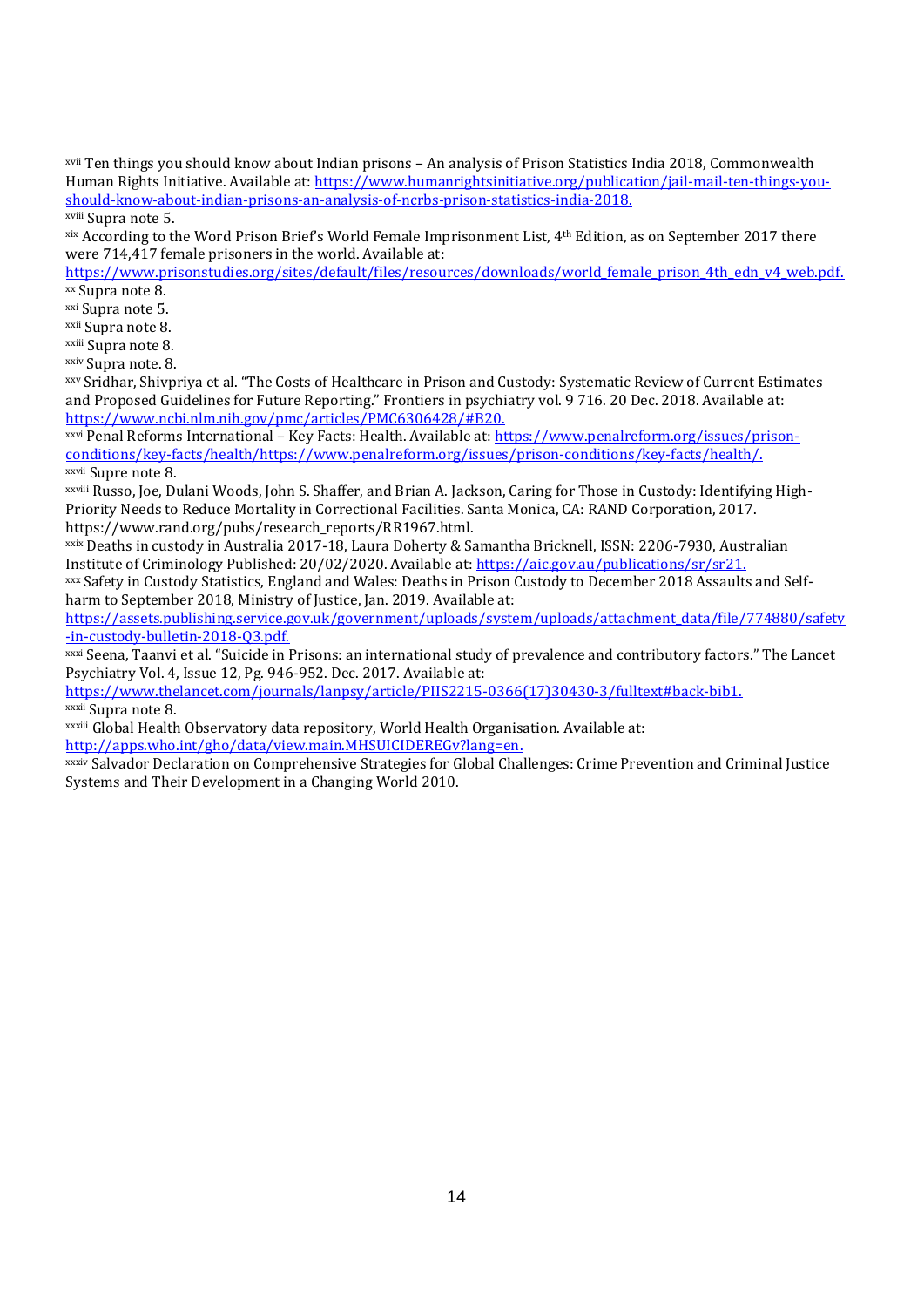[xvii] Ten things you should know about Indian prisons – An analysis of Prison Statistics India 2018, Commonwealth Human Rights Initiative. Available at: https://www.humanrightsinitiative.org/publication/jail-mail-ten-things-you-should-know-about-indian-prisons-an-analysis-of-ncrbs-prison-statistics-india-2018.

[xviii] Supra note 5.

[xix] According to the Word Prison Brief's World Female Imprisonment List, 4th Edition, as on September 2017 there were 714,417 female prisoners in the world. Available at: https://www.prisonstudies.org/sites/default/files/resources/downloads/world_female_prison_4th_edn_v4_web.pdf.

[xx] Supra note 8.

[xxi] Supra note 5.

[xxii] Supra note 8.

[xxiii] Supra note 8.

[xxiv] Supra note. 8.

[xxv] Sridhar, Shivpriya et al. "The Costs of Healthcare in Prison and Custody: Systematic Review of Current Estimates and Proposed Guidelines for Future Reporting." Frontiers in psychiatry vol. 9 716. 20 Dec. 2018. Available at: https://www.ncbi.nlm.nih.gov/pmc/articles/PMC6306428/#B20.

[xxvi] Penal Reforms International – Key Facts: Health. Available at: https://www.penalreform.org/issues/prison-conditions/key-facts/health/https://www.penalreform.org/issues/prison-conditions/key-facts/health/.

[xxvii] Supre note 8.

[xxviii] Russo, Joe, Dulani Woods, John S. Shaffer, and Brian A. Jackson, Caring for Those in Custody: Identifying High-Priority Needs to Reduce Mortality in Correctional Facilities. Santa Monica, CA: RAND Corporation, 2017. https://www.rand.org/pubs/research_reports/RR1967.html.

[xxix] Deaths in custody in Australia 2017-18, Laura Doherty & Samantha Bricknell, ISSN: 2206-7930, Australian Institute of Criminology Published: 20/02/2020. Available at: https://aic.gov.au/publications/sr/sr21.

[xxx] Safety in Custody Statistics, England and Wales: Deaths in Prison Custody to December 2018 Assaults and Self-harm to September 2018, Ministry of Justice, Jan. 2019. Available at: https://assets.publishing.service.gov.uk/government/uploads/system/uploads/attachment_data/file/774880/safety-in-custody-bulletin-2018-Q3.pdf.

[xxxi] Seena, Taanvi et al. "Suicide in Prisons: an international study of prevalence and contributory factors." The Lancet Psychiatry Vol. 4, Issue 12, Pg. 946-952. Dec. 2017. Available at: https://www.thelancet.com/journals/lanpsy/article/PIIS2215-0366(17)30430-3/fulltext#back-bib1.

[xxxii] Supra note 8.

[xxxiii] Global Health Observatory data repository, World Health Organisation. Available at: http://apps.who.int/gho/data/view.main.MHSUICIDEREGv?lang=en.

[xxxiv] Salvador Declaration on Comprehensive Strategies for Global Challenges: Crime Prevention and Criminal Justice Systems and Their Development in a Changing World 2010.